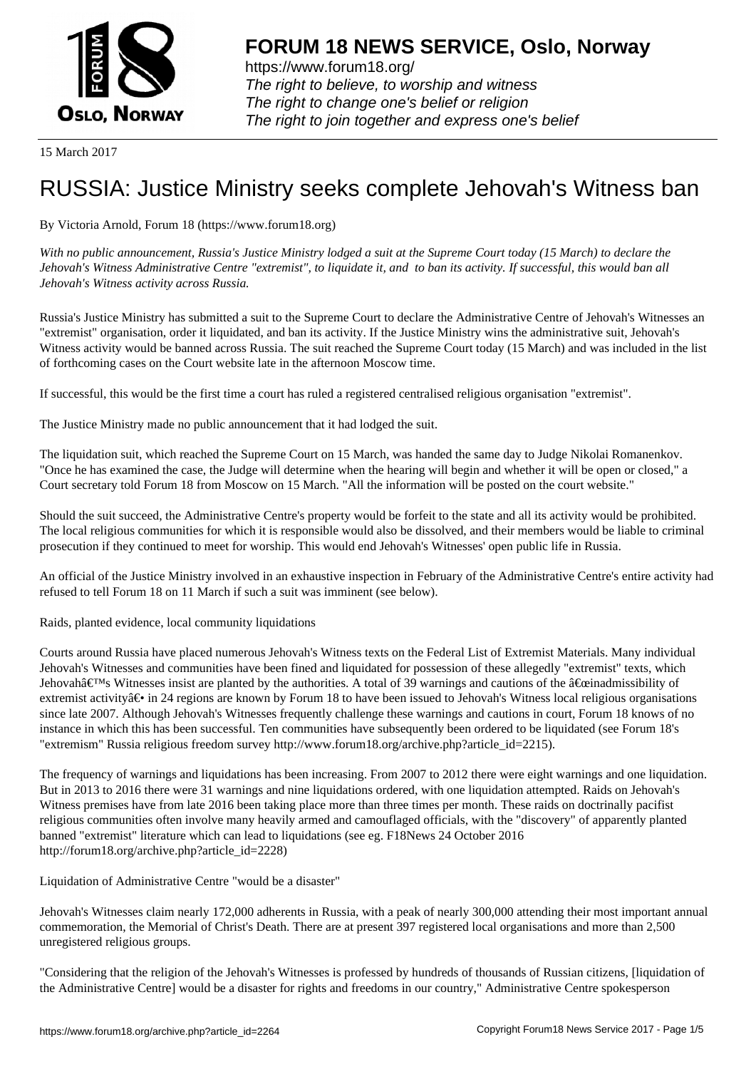# FORUM 18 NEWS SERVICE, Oslo, Norway

https://www.forum18.org/
*The right to believe, to worship and witness*
*The right to change one's belief or religion*
*The right to join together and express one's belief*

15 March 2017

# RUSSIA: Justice Ministry seeks complete Jehovah's Witness ban

By Victoria Arnold, Forum 18 (https://www.forum18.org)

*With no public announcement, Russia's Justice Ministry lodged a suit at the Supreme Court today (15 March) to declare the Jehovah's Witness Administrative Centre "extremist", to liquidate it, and to ban its activity. If successful, this would ban all Jehovah's Witness activity across Russia.*

Russia's Justice Ministry has submitted a suit to the Supreme Court to declare the Administrative Centre of Jehovah's Witnesses an "extremist" organisation, order it liquidated, and ban its activity. If the Justice Ministry wins the administrative suit, Jehovah's Witness activity would be banned across Russia. The suit reached the Supreme Court today (15 March) and was included in the list of forthcoming cases on the Court website late in the afternoon Moscow time.

If successful, this would be the first time a court has ruled a registered centralised religious organisation "extremist".

The Justice Ministry made no public announcement that it had lodged the suit.

The liquidation suit, which reached the Supreme Court on 15 March, was handed the same day to Judge Nikolai Romanenkov. "Once he has examined the case, the Judge will determine when the hearing will begin and whether it will be open or closed," a Court secretary told Forum 18 from Moscow on 15 March. "All the information will be posted on the court website."

Should the suit succeed, the Administrative Centre's property would be forfeit to the state and all its activity would be prohibited. The local religious communities for which it is responsible would also be dissolved, and their members would be liable to criminal prosecution if they continued to meet for worship. This would end Jehovah's Witnesses' open public life in Russia.

An official of the Justice Ministry involved in an exhaustive inspection in February of the Administrative Centre's entire activity had refused to tell Forum 18 on 11 March if such a suit was imminent (see below).

Raids, planted evidence, local community liquidations

Courts around Russia have placed numerous Jehovah's Witness texts on the Federal List of Extremist Materials. Many individual Jehovah's Witnesses and communities have been fined and liquidated for possession of these allegedly "extremist" texts, which Jehovahâ€™s Witnesses insist are planted by the authorities. A total of 39 warnings and cautions of the â€œinadmissibility of extremist activityâ€• in 24 regions are known by Forum 18 to have been issued to Jehovah's Witness local religious organisations since late 2007. Although Jehovah's Witnesses frequently challenge these warnings and cautions in court, Forum 18 knows of no instance in which this has been successful. Ten communities have subsequently been ordered to be liquidated (see Forum 18's "extremism" Russia religious freedom survey http://www.forum18.org/archive.php?article_id=2215).

The frequency of warnings and liquidations has been increasing. From 2007 to 2012 there were eight warnings and one liquidation. But in 2013 to 2016 there were 31 warnings and nine liquidations ordered, with one liquidation attempted. Raids on Jehovah's Witness premises have from late 2016 been taking place more than three times per month. These raids on doctrinally pacifist religious communities often involve many heavily armed and camouflaged officials, with the "discovery" of apparently planted banned "extremist" literature which can lead to liquidations (see eg. F18News 24 October 2016 http://forum18.org/archive.php?article_id=2228)

Liquidation of Administrative Centre "would be a disaster"

Jehovah's Witnesses claim nearly 172,000 adherents in Russia, with a peak of nearly 300,000 attending their most important annual commemoration, the Memorial of Christ's Death. There are at present 397 registered local organisations and more than 2,500 unregistered religious groups.

"Considering that the religion of the Jehovah's Witnesses is professed by hundreds of thousands of Russian citizens, [liquidation of the Administrative Centre] would be a disaster for rights and freedoms in our country," Administrative Centre spokesperson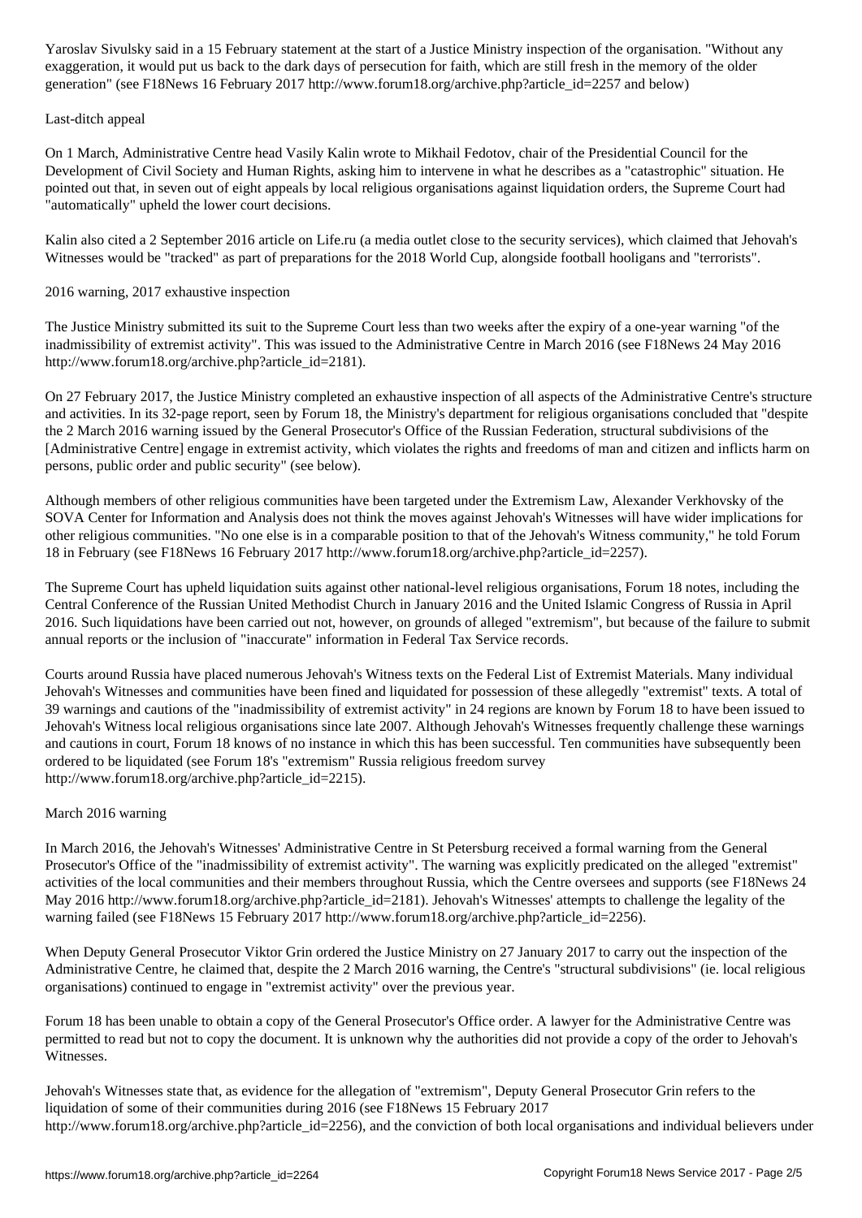Yaroslav Sivulsky said in a 15 February statement at the start of a Justice Ministry inspection of the organisation. "Without any exaggeration, it would put us back to the dark days of persecution for faith, which are still fresh in the memory of the older generation" (see F18News 16 February 2017 http://www.forum18.org/archive.php?article_id=2257 and below)

## Last-ditch appeal

On 1 March, Administrative Centre head Vasily Kalin wrote to Mikhail Fedotov, chair of the Presidential Council for the Development of Civil Society and Human Rights, asking him to intervene in what he describes as a "catastrophic" situation. He pointed out that, in seven out of eight appeals by local religious organisations against liquidation orders, the Supreme Court had "automatically" upheld the lower court decisions.

Kalin also cited a 2 September 2016 article on Life.ru (a media outlet close to the security services), which claimed that Jehovah's Witnesses would be "tracked" as part of preparations for the 2018 World Cup, alongside football hooligans and "terrorists".

## 2016 warning, 2017 exhaustive inspection

The Justice Ministry submitted its suit to the Supreme Court less than two weeks after the expiry of a one-year warning "of the inadmissibility of extremist activity". This was issued to the Administrative Centre in March 2016 (see F18News 24 May 2016 http://www.forum18.org/archive.php?article_id=2181).

On 27 February 2017, the Justice Ministry completed an exhaustive inspection of all aspects of the Administrative Centre's structure and activities. In its 32-page report, seen by Forum 18, the Ministry's department for religious organisations concluded that "despite the 2 March 2016 warning issued by the General Prosecutor's Office of the Russian Federation, structural subdivisions of the [Administrative Centre] engage in extremist activity, which violates the rights and freedoms of man and citizen and inflicts harm on persons, public order and public security" (see below).

Although members of other religious communities have been targeted under the Extremism Law, Alexander Verkhovsky of the SOVA Center for Information and Analysis does not think the moves against Jehovah's Witnesses will have wider implications for other religious communities. "No one else is in a comparable position to that of the Jehovah's Witness community," he told Forum 18 in February (see F18News 16 February 2017 http://www.forum18.org/archive.php?article_id=2257).

The Supreme Court has upheld liquidation suits against other national-level religious organisations, Forum 18 notes, including the Central Conference of the Russian United Methodist Church in January 2016 and the United Islamic Congress of Russia in April 2016. Such liquidations have been carried out not, however, on grounds of alleged "extremism", but because of the failure to submit annual reports or the inclusion of "inaccurate" information in Federal Tax Service records.

Courts around Russia have placed numerous Jehovah's Witness texts on the Federal List of Extremist Materials. Many individual Jehovah's Witnesses and communities have been fined and liquidated for possession of these allegedly "extremist" texts. A total of 39 warnings and cautions of the "inadmissibility of extremist activity" in 24 regions are known by Forum 18 to have been issued to Jehovah's Witness local religious organisations since late 2007. Although Jehovah's Witnesses frequently challenge these warnings and cautions in court, Forum 18 knows of no instance in which this has been successful. Ten communities have subsequently been ordered to be liquidated (see Forum 18's "extremism" Russia religious freedom survey http://www.forum18.org/archive.php?article_id=2215).

## March 2016 warning

In March 2016, the Jehovah's Witnesses' Administrative Centre in St Petersburg received a formal warning from the General Prosecutor's Office of the "inadmissibility of extremist activity". The warning was explicitly predicated on the alleged "extremist" activities of the local communities and their members throughout Russia, which the Centre oversees and supports (see F18News 24 May 2016 http://www.forum18.org/archive.php?article_id=2181). Jehovah's Witnesses' attempts to challenge the legality of the warning failed (see F18News 15 February 2017 http://www.forum18.org/archive.php?article_id=2256).

When Deputy General Prosecutor Viktor Grin ordered the Justice Ministry on 27 January 2017 to carry out the inspection of the Administrative Centre, he claimed that, despite the 2 March 2016 warning, the Centre's "structural subdivisions" (ie. local religious organisations) continued to engage in "extremist activity" over the previous year.

Forum 18 has been unable to obtain a copy of the General Prosecutor's Office order. A lawyer for the Administrative Centre was permitted to read but not to copy the document. It is unknown why the authorities did not provide a copy of the order to Jehovah's Witnesses.

Jehovah's Witnesses state that, as evidence for the allegation of "extremism", Deputy General Prosecutor Grin refers to the liquidation of some of their communities during 2016 (see F18News 15 February 2017 http://www.forum18.org/archive.php?article_id=2256), and the conviction of both local organisations and individual believers under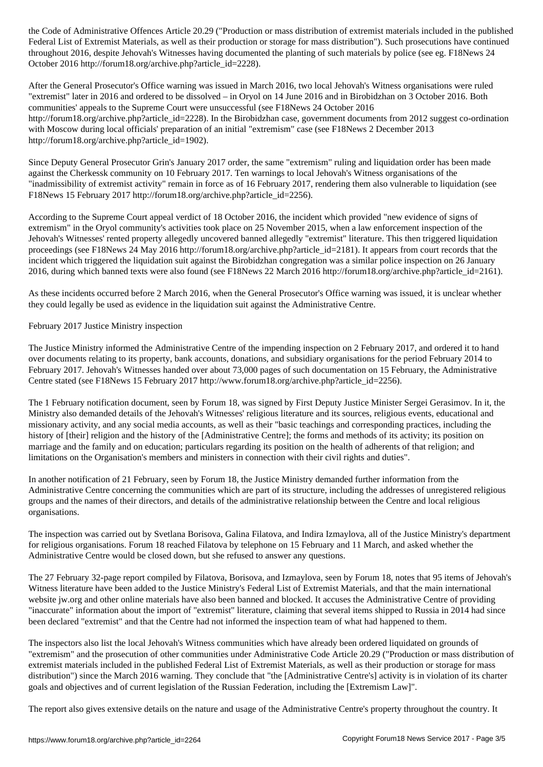the Code of Administrative Offences Article 20.29 ("Production or mass distribution of extremist materials included in the published Federal List of Extremist Materials, as well as their production or storage for mass distribution"). Such prosecutions have continued throughout 2016, despite Jehovah's Witnesses having documented the planting of such materials by police (see eg. F18News 24 October 2016 http://forum18.org/archive.php?article_id=2228).

After the General Prosecutor's Office warning was issued in March 2016, two local Jehovah's Witness organisations were ruled "extremist" later in 2016 and ordered to be dissolved – in Oryol on 14 June 2016 and in Birobidzhan on 3 October 2016. Both communities' appeals to the Supreme Court were unsuccessful (see F18News 24 October 2016 http://forum18.org/archive.php?article_id=2228). In the Birobidzhan case, government documents from 2012 suggest co-ordination with Moscow during local officials' preparation of an initial "extremism" case (see F18News 2 December 2013 http://forum18.org/archive.php?article_id=1902).

Since Deputy General Prosecutor Grin's January 2017 order, the same "extremism" ruling and liquidation order has been made against the Cherkessk community on 10 February 2017. Ten warnings to local Jehovah's Witness organisations of the "inadmissibility of extremist activity" remain in force as of 16 February 2017, rendering them also vulnerable to liquidation (see F18News 15 February 2017 http://forum18.org/archive.php?article_id=2256).

According to the Supreme Court appeal verdict of 18 October 2016, the incident which provided "new evidence of signs of extremism" in the Oryol community's activities took place on 25 November 2015, when a law enforcement inspection of the Jehovah's Witnesses' rented property allegedly uncovered banned allegedly "extremist" literature. This then triggered liquidation proceedings (see F18News 24 May 2016 http://forum18.org/archive.php?article_id=2181). It appears from court records that the incident which triggered the liquidation suit against the Birobidzhan congregation was a similar police inspection on 26 January 2016, during which banned texts were also found (see F18News 22 March 2016 http://forum18.org/archive.php?article_id=2161).

As these incidents occurred before 2 March 2016, when the General Prosecutor's Office warning was issued, it is unclear whether they could legally be used as evidence in the liquidation suit against the Administrative Centre.

## February 2017 Justice Ministry inspection

The Justice Ministry informed the Administrative Centre of the impending inspection on 2 February 2017, and ordered it to hand over documents relating to its property, bank accounts, donations, and subsidiary organisations for the period February 2014 to February 2017. Jehovah's Witnesses handed over about 73,000 pages of such documentation on 15 February, the Administrative Centre stated (see F18News 15 February 2017 http://www.forum18.org/archive.php?article_id=2256).

The 1 February notification document, seen by Forum 18, was signed by First Deputy Justice Minister Sergei Gerasimov. In it, the Ministry also demanded details of the Jehovah's Witnesses' religious literature and its sources, religious events, educational and missionary activity, and any social media accounts, as well as their "basic teachings and corresponding practices, including the history of [their] religion and the history of the [Administrative Centre]; the forms and methods of its activity; its position on marriage and the family and on education; particulars regarding its position on the health of adherents of that religion; and limitations on the Organisation's members and ministers in connection with their civil rights and duties".

In another notification of 21 February, seen by Forum 18, the Justice Ministry demanded further information from the Administrative Centre concerning the communities which are part of its structure, including the addresses of unregistered religious groups and the names of their directors, and details of the administrative relationship between the Centre and local religious organisations.

The inspection was carried out by Svetlana Borisova, Galina Filatova, and Indira Izmaylova, all of the Justice Ministry's department for religious organisations. Forum 18 reached Filatova by telephone on 15 February and 11 March, and asked whether the Administrative Centre would be closed down, but she refused to answer any questions.

The 27 February 32-page report compiled by Filatova, Borisova, and Izmaylova, seen by Forum 18, notes that 95 items of Jehovah's Witness literature have been added to the Justice Ministry's Federal List of Extremist Materials, and that the main international website jw.org and other online materials have also been banned and blocked. It accuses the Administrative Centre of providing "inaccurate" information about the import of "extremist" literature, claiming that several items shipped to Russia in 2014 had since been declared "extremist" and that the Centre had not informed the inspection team of what had happened to them.

The inspectors also list the local Jehovah's Witness communities which have already been ordered liquidated on grounds of "extremism" and the prosecution of other communities under Administrative Code Article 20.29 ("Production or mass distribution of extremist materials included in the published Federal List of Extremist Materials, as well as their production or storage for mass distribution") since the March 2016 warning. They conclude that "the [Administrative Centre's] activity is in violation of its charter goals and objectives and of current legislation of the Russian Federation, including the [Extremism Law]".

The report also gives extensive details on the nature and usage of the Administrative Centre's property throughout the country. It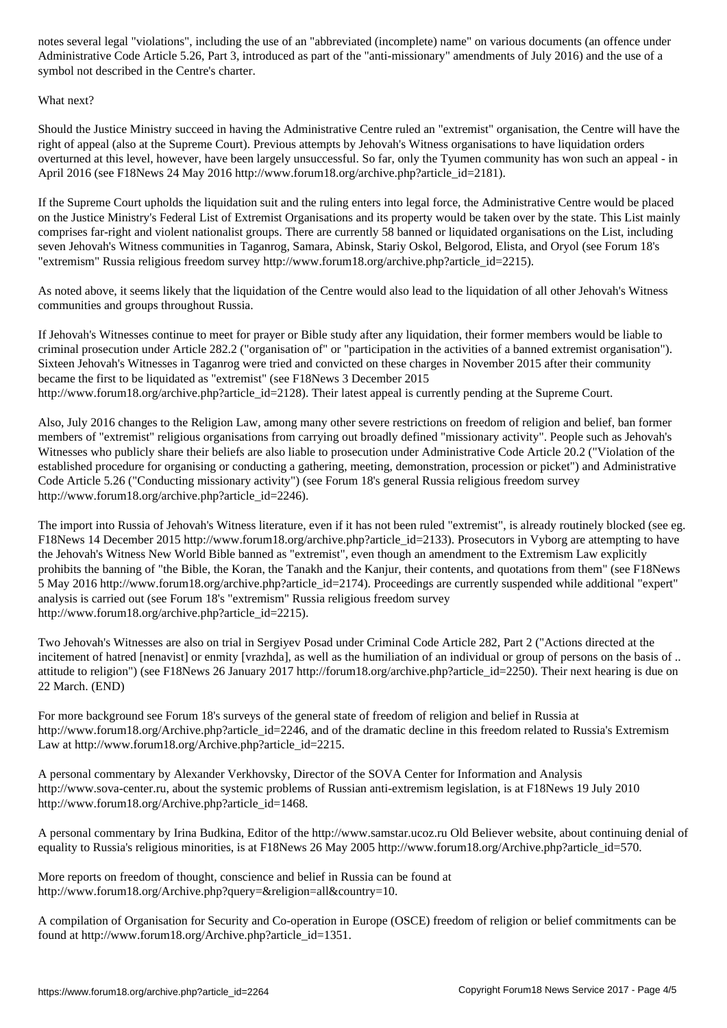notes several legal "violations", including the use of an "abbreviated (incomplete) name" on various documents (an offence under Administrative Code Article 5.26, Part 3, introduced as part of the "anti-missionary" amendments of July 2016) and the use of a symbol not described in the Centre's charter.

What next?

Should the Justice Ministry succeed in having the Administrative Centre ruled an "extremist" organisation, the Centre will have the right of appeal (also at the Supreme Court). Previous attempts by Jehovah's Witness organisations to have liquidation orders overturned at this level, however, have been largely unsuccessful. So far, only the Tyumen community has won such an appeal - in April 2016 (see F18News 24 May 2016 http://www.forum18.org/archive.php?article_id=2181).

If the Supreme Court upholds the liquidation suit and the ruling enters into legal force, the Administrative Centre would be placed on the Justice Ministry's Federal List of Extremist Organisations and its property would be taken over by the state. This List mainly comprises far-right and violent nationalist groups. There are currently 58 banned or liquidated organisations on the List, including seven Jehovah's Witness communities in Taganrog, Samara, Abinsk, Stariy Oskol, Belgorod, Elista, and Oryol (see Forum 18's "extremism" Russia religious freedom survey http://www.forum18.org/archive.php?article_id=2215).

As noted above, it seems likely that the liquidation of the Centre would also lead to the liquidation of all other Jehovah's Witness communities and groups throughout Russia.

If Jehovah's Witnesses continue to meet for prayer or Bible study after any liquidation, their former members would be liable to criminal prosecution under Article 282.2 ("organisation of" or "participation in the activities of a banned extremist organisation"). Sixteen Jehovah's Witnesses in Taganrog were tried and convicted on these charges in November 2015 after their community became the first to be liquidated as "extremist" (see F18News 3 December 2015 http://www.forum18.org/archive.php?article_id=2128). Their latest appeal is currently pending at the Supreme Court.

Also, July 2016 changes to the Religion Law, among many other severe restrictions on freedom of religion and belief, ban former members of "extremist" religious organisations from carrying out broadly defined "missionary activity". People such as Jehovah's Witnesses who publicly share their beliefs are also liable to prosecution under Administrative Code Article 20.2 ("Violation of the established procedure for organising or conducting a gathering, meeting, demonstration, procession or picket") and Administrative Code Article 5.26 ("Conducting missionary activity") (see Forum 18's general Russia religious freedom survey http://www.forum18.org/archive.php?article_id=2246).

The import into Russia of Jehovah's Witness literature, even if it has not been ruled "extremist", is already routinely blocked (see eg. F18News 14 December 2015 http://www.forum18.org/archive.php?article_id=2133). Prosecutors in Vyborg are attempting to have the Jehovah's Witness New World Bible banned as "extremist", even though an amendment to the Extremism Law explicitly prohibits the banning of "the Bible, the Koran, the Tanakh and the Kanjur, their contents, and quotations from them" (see F18News 5 May 2016 http://www.forum18.org/archive.php?article_id=2174). Proceedings are currently suspended while additional "expert" analysis is carried out (see Forum 18's "extremism" Russia religious freedom survey http://www.forum18.org/archive.php?article_id=2215).

Two Jehovah's Witnesses are also on trial in Sergiyev Posad under Criminal Code Article 282, Part 2 ("Actions directed at the incitement of hatred [nenavist] or enmity [vrazhda], as well as the humiliation of an individual or group of persons on the basis of .. attitude to religion") (see F18News 26 January 2017 http://forum18.org/archive.php?article_id=2250). Their next hearing is due on 22 March. (END)

For more background see Forum 18's surveys of the general state of freedom of religion and belief in Russia at http://www.forum18.org/Archive.php?article_id=2246, and of the dramatic decline in this freedom related to Russia's Extremism Law at http://www.forum18.org/Archive.php?article_id=2215.

A personal commentary by Alexander Verkhovsky, Director of the SOVA Center for Information and Analysis http://www.sova-center.ru, about the systemic problems of Russian anti-extremism legislation, is at F18News 19 July 2010 http://www.forum18.org/Archive.php?article_id=1468.

A personal commentary by Irina Budkina, Editor of the http://www.samstar.ucoz.ru Old Believer website, about continuing denial of equality to Russia's religious minorities, is at F18News 26 May 2005 http://www.forum18.org/Archive.php?article_id=570.

More reports on freedom of thought, conscience and belief in Russia can be found at http://www.forum18.org/Archive.php?query=&religion=all&country=10.

A compilation of Organisation for Security and Co-operation in Europe (OSCE) freedom of religion or belief commitments can be found at http://www.forum18.org/Archive.php?article_id=1351.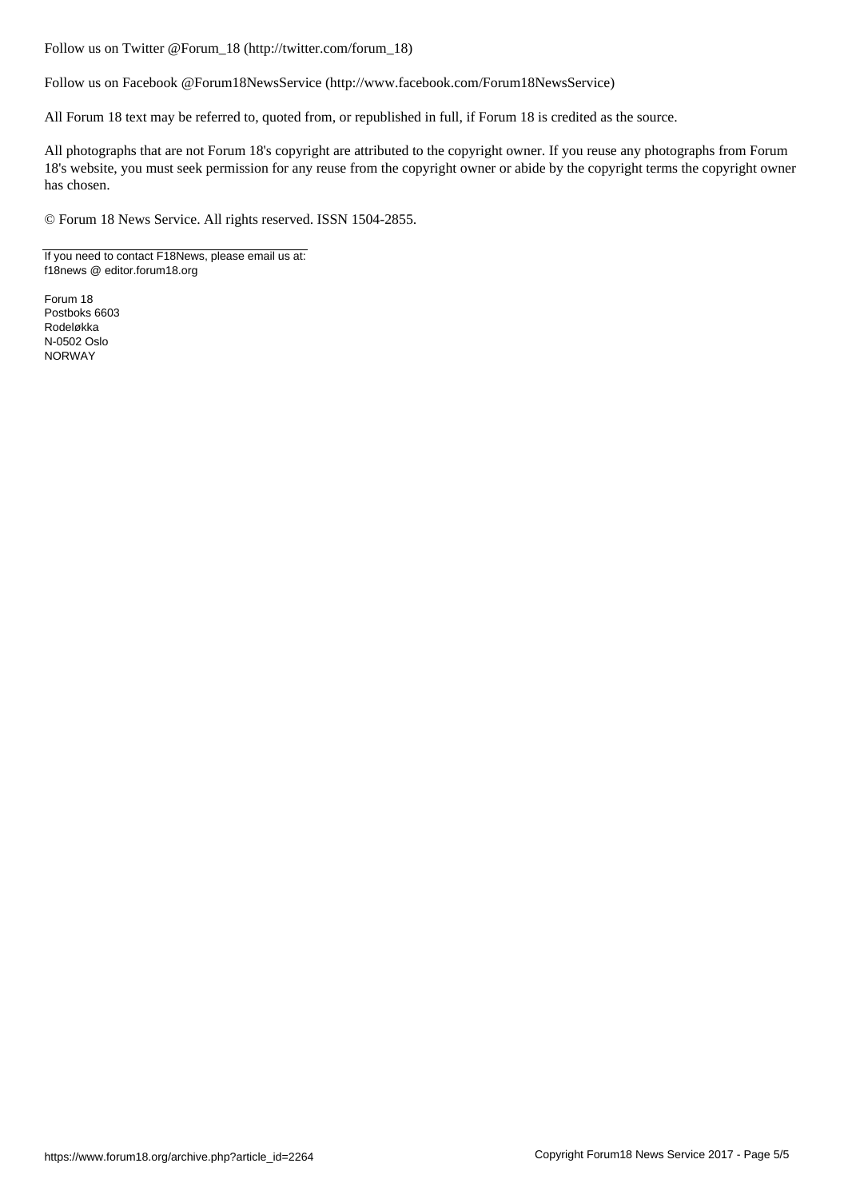Follow us on Twitter @Forum_18 (http://twitter.com/forum_18)

Follow us on Facebook @Forum18NewsService (http://www.facebook.com/Forum18NewsService)

All Forum 18 text may be referred to, quoted from, or republished in full, if Forum 18 is credited as the source.

All photographs that are not Forum 18's copyright are attributed to the copyright owner. If you reuse any photographs from Forum 18's website, you must seek permission for any reuse from the copyright owner or abide by the copyright terms the copyright owner has chosen.

© Forum 18 News Service. All rights reserved. ISSN 1504-2855.

---

If you need to contact F18News, please email us at:
f18news @ editor.forum18.org

Forum 18
Postboks 6603
Rodeløkka
N-0502 Oslo
NORWAY